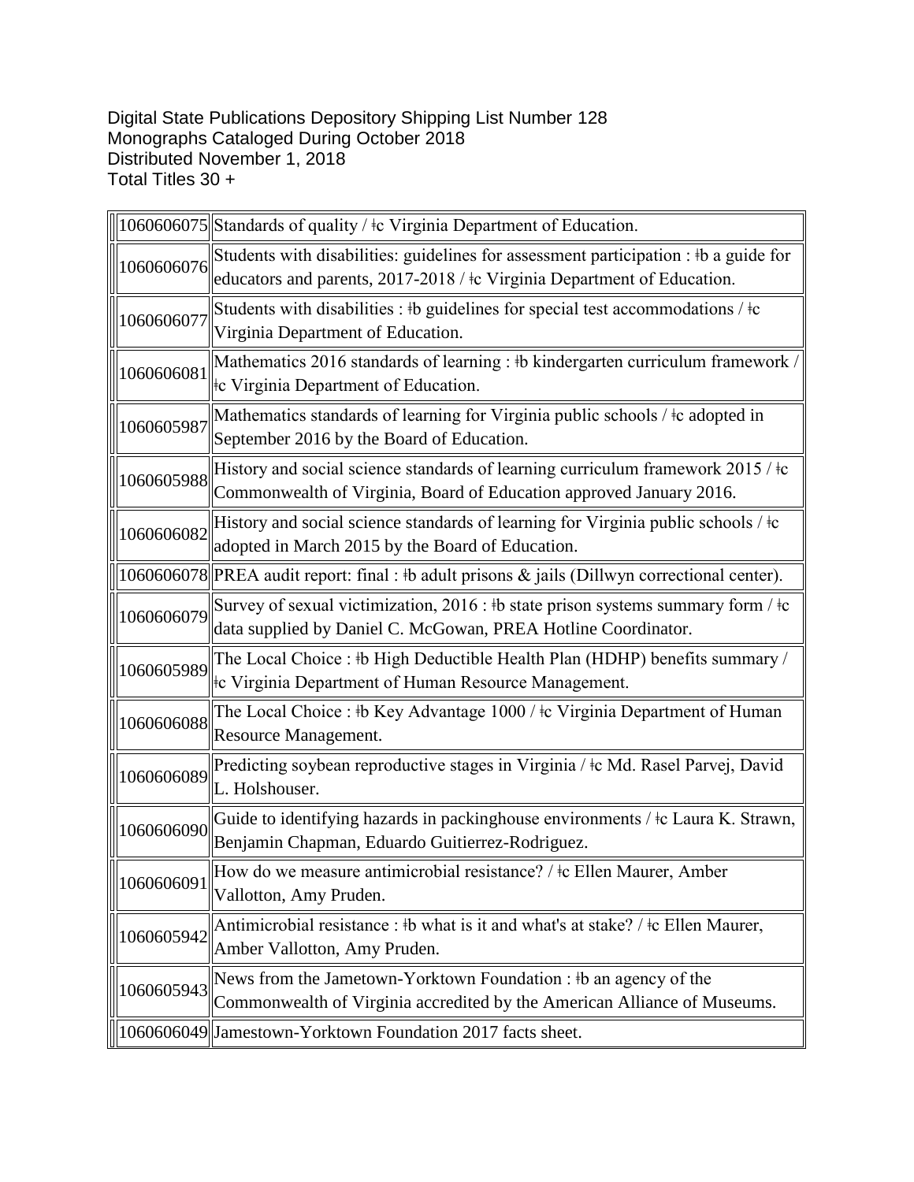Digital State Publications Depository Shipping List Number 128
Monographs Cataloged During October 2018
Distributed November 1, 2018
Total Titles 30 +

| | |
|---|---|
| 1060606075 | Standards of quality / ǂc Virginia Department of Education. |
| 1060606076 | Students with disabilities: guidelines for assessment participation : ǂb a guide for educators and parents, 2017-2018 / ǂc Virginia Department of Education. |
| 1060606077 | Students with disabilities : ǂb guidelines for special test accommodations / ǂc Virginia Department of Education. |
| 1060606081 | Mathematics 2016 standards of learning : ǂb kindergarten curriculum framework / ǂc Virginia Department of Education. |
| 1060605987 | Mathematics standards of learning for Virginia public schools / ǂc adopted in September 2016 by the Board of Education. |
| 1060605988 | History and social science standards of learning curriculum framework 2015 / ǂc Commonwealth of Virginia, Board of Education approved January 2016. |
| 1060606082 | History and social science standards of learning for Virginia public schools / ǂc adopted in March 2015 by the Board of Education. |
| 1060606078 | PREA audit report: final : ǂb adult prisons & jails (Dillwyn correctional center). |
| 1060606079 | Survey of sexual victimization, 2016 : ǂb state prison systems summary form / ǂc data supplied by Daniel C. McGowan, PREA Hotline Coordinator. |
| 1060605989 | The Local Choice : ǂb High Deductible Health Plan (HDHP) benefits summary / ǂc Virginia Department of Human Resource Management. |
| 1060606088 | The Local Choice : ǂb Key Advantage 1000 / ǂc Virginia Department of Human Resource Management. |
| 1060606089 | Predicting soybean reproductive stages in Virginia / ǂc Md. Rasel Parvej, David L. Holshouser. |
| 1060606090 | Guide to identifying hazards in packinghouse environments / ǂc Laura K. Strawn, Benjamin Chapman, Eduardo Guitierrez-Rodriguez. |
| 1060606091 | How do we measure antimicrobial resistance? / ǂc Ellen Maurer, Amber Vallotton, Amy Pruden. |
| 1060605942 | Antimicrobial resistance : ǂb what is it and what's at stake? / ǂc Ellen Maurer, Amber Vallotton, Amy Pruden. |
| 1060605943 | News from the Jametown-Yorktown Foundation : ǂb an agency of the Commonwealth of Virginia accredited by the American Alliance of Museums. |
| 1060606049 | Jamestown-Yorktown Foundation 2017 facts sheet. |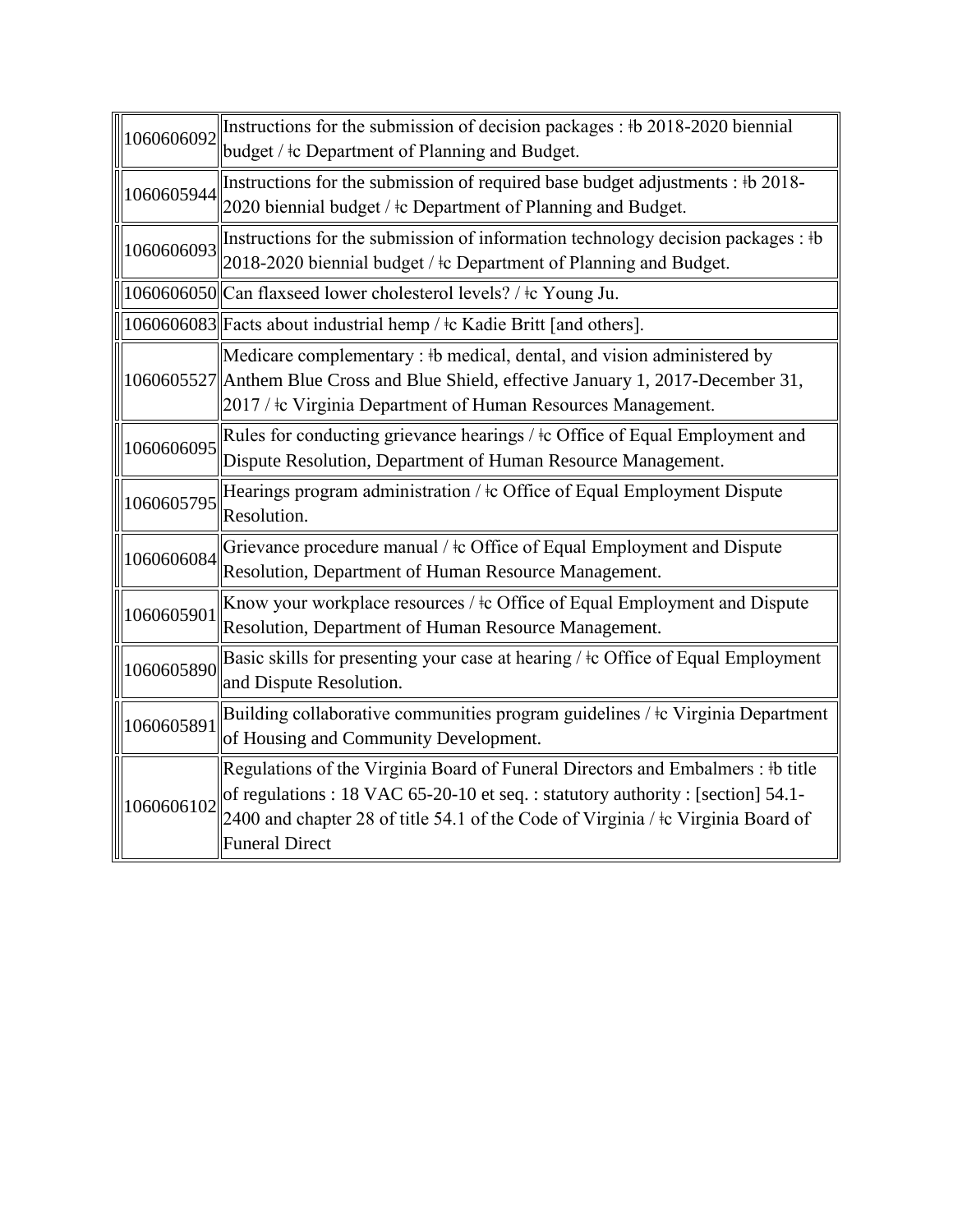| | |
|---|---|
| 1060606092 | Instructions for the submission of decision packages : ǂb 2018-2020 biennial budget / ǂc Department of Planning and Budget. |
| 1060605944 | Instructions for the submission of required base budget adjustments : ǂb 2018-2020 biennial budget / ǂc Department of Planning and Budget. |
| 1060606093 | Instructions for the submission of information technology decision packages : ǂb 2018-2020 biennial budget / ǂc Department of Planning and Budget. |
| 1060606050 | Can flaxseed lower cholesterol levels? / ǂc Young Ju. |
| 1060606083 | Facts about industrial hemp / ǂc Kadie Britt [and others]. |
| 1060605527 | Medicare complementary : ǂb medical, dental, and vision administered by Anthem Blue Cross and Blue Shield, effective January 1, 2017-December 31, 2017 / ǂc Virginia Department of Human Resources Management. |
| 1060606095 | Rules for conducting grievance hearings / ǂc Office of Equal Employment and Dispute Resolution, Department of Human Resource Management. |
| 1060605795 | Hearings program administration / ǂc Office of Equal Employment Dispute Resolution. |
| 1060606084 | Grievance procedure manual / ǂc Office of Equal Employment and Dispute Resolution, Department of Human Resource Management. |
| 1060605901 | Know your workplace resources / ǂc Office of Equal Employment and Dispute Resolution, Department of Human Resource Management. |
| 1060605890 | Basic skills for presenting your case at hearing / ǂc Office of Equal Employment and Dispute Resolution. |
| 1060605891 | Building collaborative communities program guidelines / ǂc Virginia Department of Housing and Community Development. |
| 1060606102 | Regulations of the Virginia Board of Funeral Directors and Embalmers : ǂb title of regulations : 18 VAC 65-20-10 et seq. : statutory authority : [section] 54.1-2400 and chapter 28 of title 54.1 of the Code of Virginia / ǂc Virginia Board of Funeral Direct |